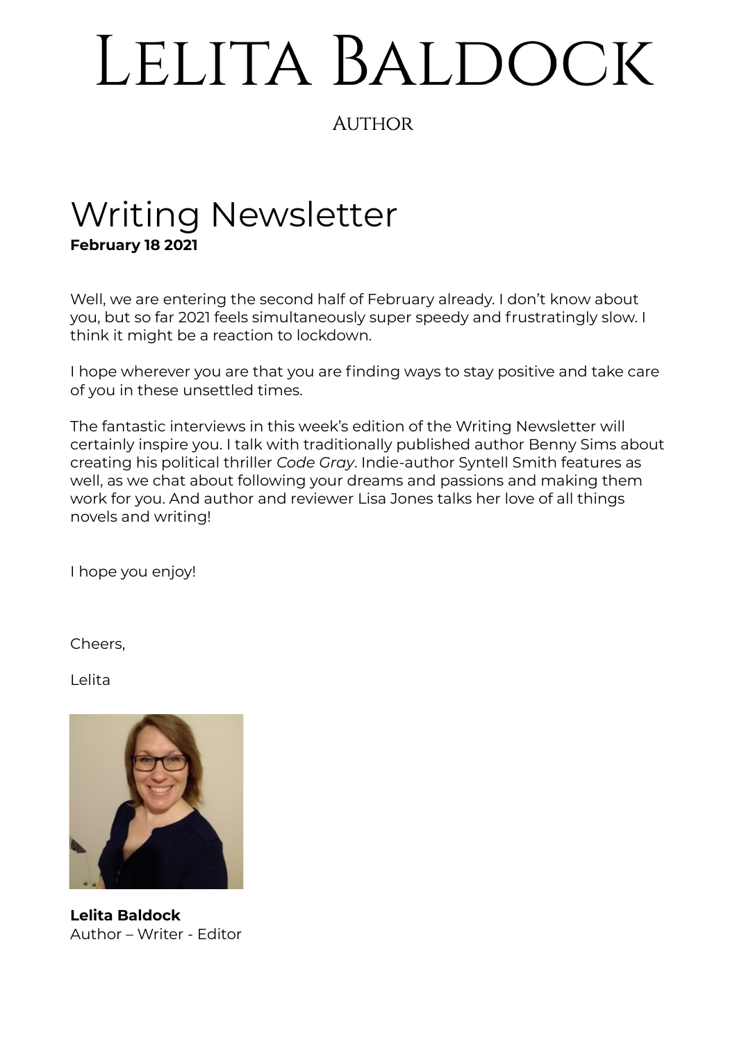# Lelita Baldock

Author

## Writing Newsletter

**February 18 2021**

Well, we are entering the second half of February already. I don't know about you, but so far 2021 feels simultaneously super speedy and frustratingly slow. I think it might be a reaction to lockdown.

I hope wherever you are that you are finding ways to stay positive and take care of you in these unsettled times.

The fantastic interviews in this week's edition of the Writing Newsletter will certainly inspire you. I talk with traditionally published author Benny Sims about creating his political thriller *Code Gray*. Indie-author Syntell Smith features as well, as we chat about following your dreams and passions and making them work for you. And author and reviewer Lisa Jones talks her love of all things novels and writing!

I hope you enjoy!

Cheers,

Lelita

**Lelita Baldock**
Author – Writer - Editor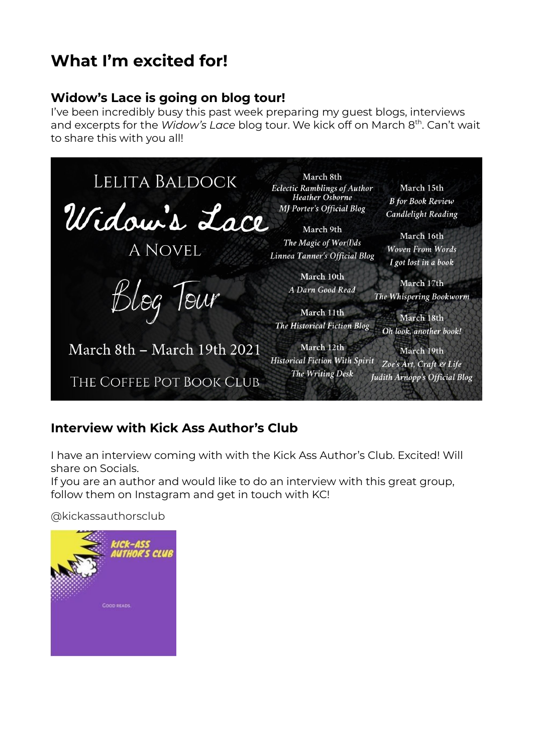# What I'm excited for!

### Widow's Lace is going on blog tour!

I've been incredibly busy this past week preparing my guest blogs, interviews and excerpts for the *Widow's Lace* blog tour. We kick off on March 8th. Can't wait to share this with you all!

LELITA BALDOCK

Widow's Lace

A NOVEL

Blog Tour

March 8th – March 19th 2021

THE COFFEE POT BOOK CLUB

March 8th
*Eclectic Ramblings of Author Heather Osborne*
*MJ Porter's Official Blog*

March 9th
*The Magic of Wor(l)ds*
*Linnea Tanner's Official Blog*

March 10th
*A Darn Good Read*

March 11th
*The Historical Fiction Blog*

March 12th
*Historical Fiction With Spirit*
*The Writing Desk*

March 15th
*B for Book Review*
*Candlelight Reading*

March 16th
*Woven From Words*
*I got lost in a book*

March 17th
*The Whispering Bookworm*

March 18th
*Oh look, another book!*

March 19th
*Zoe's Art, Craft & Life*
*Judith Arnopp's Official Blog*

### Interview with Kick Ass Author's Club

I have an interview coming with with the Kick Ass Author's Club. Excited! Will share on Socials.
If you are an author and would like to do an interview with this great group, follow them on Instagram and get in touch with KC!

@kickassauthorsclub

KICK-ASS AUTHOR'S CLUB

GOOD READS.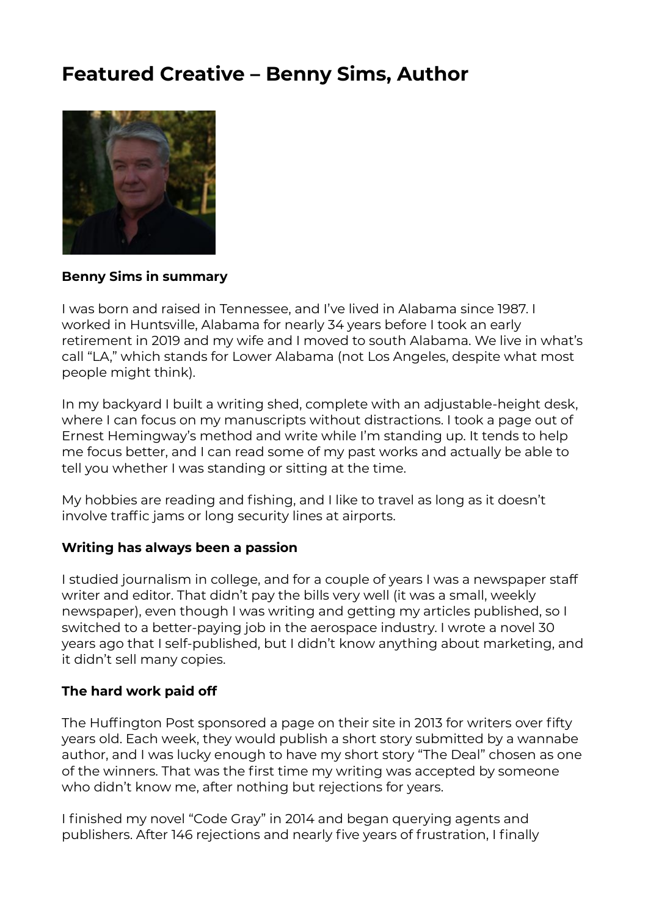# Featured Creative – Benny Sims, Author

**Benny Sims in summary**

I was born and raised in Tennessee, and I've lived in Alabama since 1987. I worked in Huntsville, Alabama for nearly 34 years before I took an early retirement in 2019 and my wife and I moved to south Alabama. We live in what's call "LA," which stands for Lower Alabama (not Los Angeles, despite what most people might think).

In my backyard I built a writing shed, complete with an adjustable-height desk, where I can focus on my manuscripts without distractions. I took a page out of Ernest Hemingway's method and write while I'm standing up. It tends to help me focus better, and I can read some of my past works and actually be able to tell you whether I was standing or sitting at the time.

My hobbies are reading and fishing, and I like to travel as long as it doesn't involve traffic jams or long security lines at airports.

**Writing has always been a passion**

I studied journalism in college, and for a couple of years I was a newspaper staff writer and editor. That didn't pay the bills very well (it was a small, weekly newspaper), even though I was writing and getting my articles published, so I switched to a better-paying job in the aerospace industry. I wrote a novel 30 years ago that I self-published, but I didn't know anything about marketing, and it didn't sell many copies.

**The hard work paid off**

The Huffington Post sponsored a page on their site in 2013 for writers over fifty years old. Each week, they would publish a short story submitted by a wannabe author, and I was lucky enough to have my short story "The Deal" chosen as one of the winners. That was the first time my writing was accepted by someone who didn't know me, after nothing but rejections for years.

I finished my novel "Code Gray" in 2014 and began querying agents and publishers. After 146 rejections and nearly five years of frustration, I finally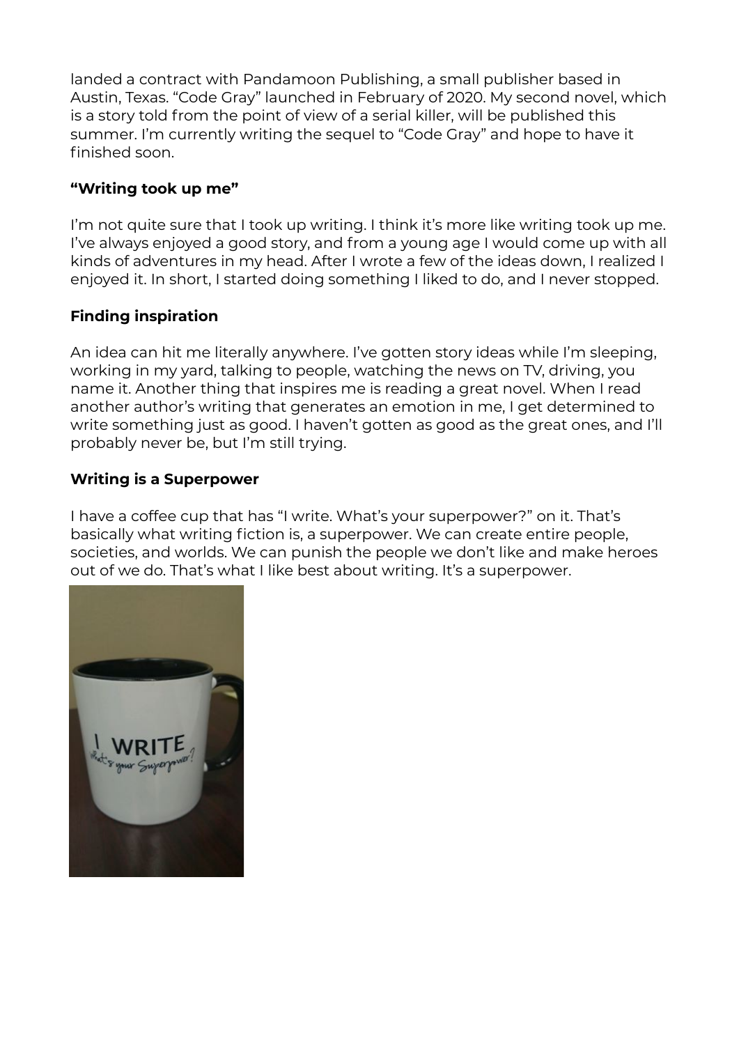landed a contract with Pandamoon Publishing, a small publisher based in Austin, Texas. “Code Gray” launched in February of 2020. My second novel, which is a story told from the point of view of a serial killer, will be published this summer. I’m currently writing the sequel to “Code Gray” and hope to have it finished soon.

**“Writing took up me”**

I’m not quite sure that I took up writing. I think it’s more like writing took up me. I’ve always enjoyed a good story, and from a young age I would come up with all kinds of adventures in my head. After I wrote a few of the ideas down, I realized I enjoyed it. In short, I started doing something I liked to do, and I never stopped.

**Finding inspiration**

An idea can hit me literally anywhere. I’ve gotten story ideas while I’m sleeping, working in my yard, talking to people, watching the news on TV, driving, you name it. Another thing that inspires me is reading a great novel. When I read another author’s writing that generates an emotion in me, I get determined to write something just as good. I haven’t gotten as good as the great ones, and I’ll probably never be, but I’m still trying.

**Writing is a Superpower**

I have a coffee cup that has “I write. What’s your superpower?” on it. That’s basically what writing fiction is, a superpower. We can create entire people, societies, and worlds. We can punish the people we don’t like and make heroes out of we do. That’s what I like best about writing. It’s a superpower.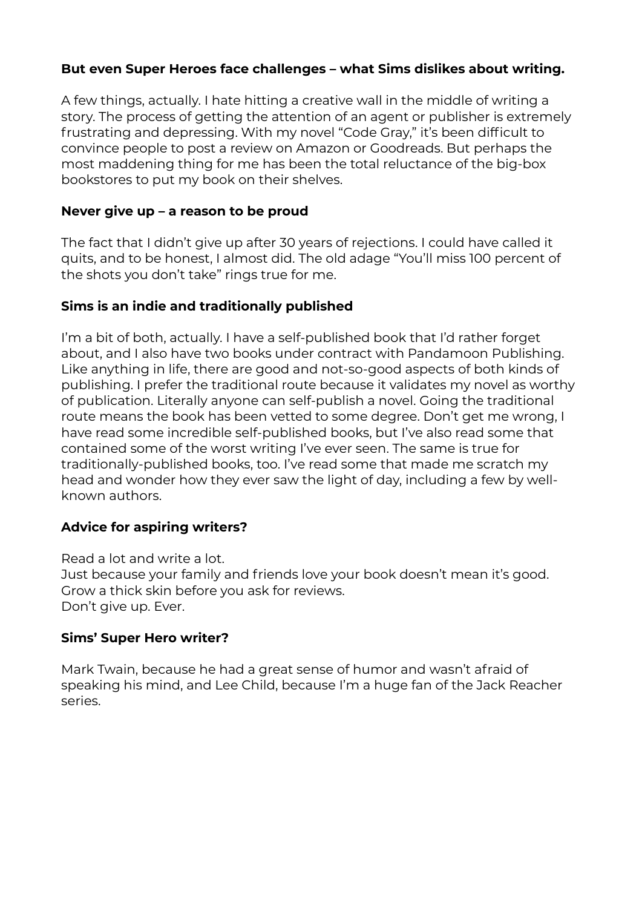**But even Super Heroes face challenges – what Sims dislikes about writing.**

A few things, actually. I hate hitting a creative wall in the middle of writing a story. The process of getting the attention of an agent or publisher is extremely frustrating and depressing. With my novel "Code Gray," it's been difficult to convince people to post a review on Amazon or Goodreads. But perhaps the most maddening thing for me has been the total reluctance of the big-box bookstores to put my book on their shelves.

**Never give up – a reason to be proud**

The fact that I didn't give up after 30 years of rejections. I could have called it quits, and to be honest, I almost did. The old adage "You'll miss 100 percent of the shots you don't take" rings true for me.

**Sims is an indie and traditionally published**

I'm a bit of both, actually. I have a self-published book that I'd rather forget about, and I also have two books under contract with Pandamoon Publishing. Like anything in life, there are good and not-so-good aspects of both kinds of publishing. I prefer the traditional route because it validates my novel as worthy of publication. Literally anyone can self-publish a novel. Going the traditional route means the book has been vetted to some degree. Don't get me wrong, I have read some incredible self-published books, but I've also read some that contained some of the worst writing I've ever seen. The same is true for traditionally-published books, too. I've read some that made me scratch my head and wonder how they ever saw the light of day, including a few by well-known authors.

**Advice for aspiring writers?**

Read a lot and write a lot.
Just because your family and friends love your book doesn't mean it's good.
Grow a thick skin before you ask for reviews.
Don't give up. Ever.

**Sims' Super Hero writer?**

Mark Twain, because he had a great sense of humor and wasn't afraid of speaking his mind, and Lee Child, because I'm a huge fan of the Jack Reacher series.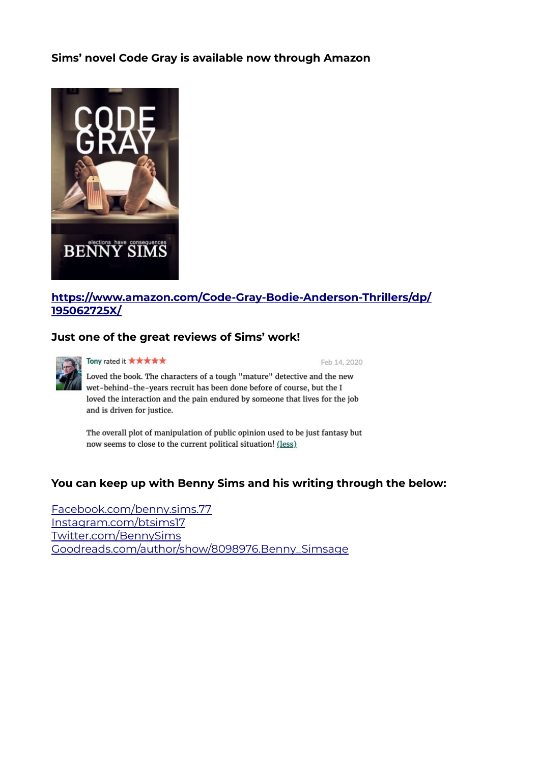**Sims' novel Code Gray is available now through Amazon**

[https://www.amazon.com/Code-Gray-Bodie-Anderson-Thrillers/dp/195062725X/](https://www.amazon.com/Code-Gray-Bodie-Anderson-Thrillers/dp/195062725X/)

**Just one of the great reviews of Sims' work!**

Tony rated it ★★★★★ — Feb 14, 2020

Loved the book. The characters of a tough "mature" detective and the new wet-behind-the-years recruit has been done before of course, but the I loved the interaction and the pain endured by someone that lives for the job and is driven for justice.

The overall plot of manipulation of public opinion used to be just fantasy but now seems to close to the current political situation! (less)

**You can keep up with Benny Sims and his writing through the below:**

[Facebook.com/benny.sims.77](Facebook.com/benny.sims.77)
[Instagram.com/btsims17](Instagram.com/btsims17)
[Twitter.com/BennySims](Twitter.com/BennySims)
[Goodreads.com/author/show/8098976.Benny_Simsage](Goodreads.com/author/show/8098976.Benny_Simsage)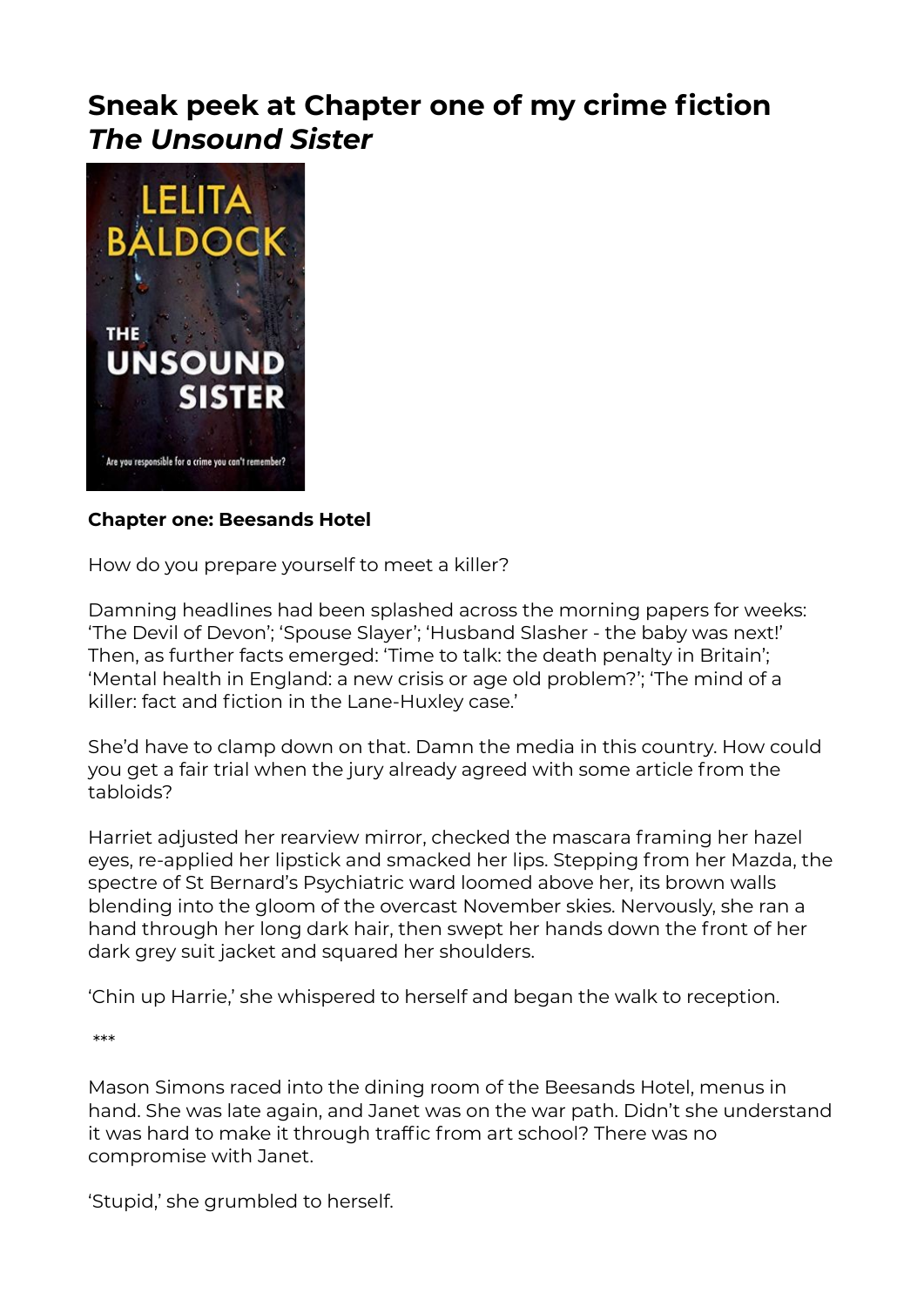# Sneak peek at Chapter one of my crime fiction *The Unsound Sister*

**Chapter one: Beesands Hotel**

How do you prepare yourself to meet a killer?

Damning headlines had been splashed across the morning papers for weeks: 'The Devil of Devon'; 'Spouse Slayer'; 'Husband Slasher - the baby was next!' Then, as further facts emerged: 'Time to talk: the death penalty in Britain'; 'Mental health in England: a new crisis or age old problem?'; 'The mind of a killer: fact and fiction in the Lane-Huxley case.'

She'd have to clamp down on that. Damn the media in this country. How could you get a fair trial when the jury already agreed with some article from the tabloids?

Harriet adjusted her rearview mirror, checked the mascara framing her hazel eyes, re-applied her lipstick and smacked her lips. Stepping from her Mazda, the spectre of St Bernard's Psychiatric ward loomed above her, its brown walls blending into the gloom of the overcast November skies. Nervously, she ran a hand through her long dark hair, then swept her hands down the front of her dark grey suit jacket and squared her shoulders.

'Chin up Harrie,' she whispered to herself and began the walk to reception.

***

Mason Simons raced into the dining room of the Beesands Hotel, menus in hand. She was late again, and Janet was on the war path. Didn't she understand it was hard to make it through traffic from art school? There was no compromise with Janet.

'Stupid,' she grumbled to herself.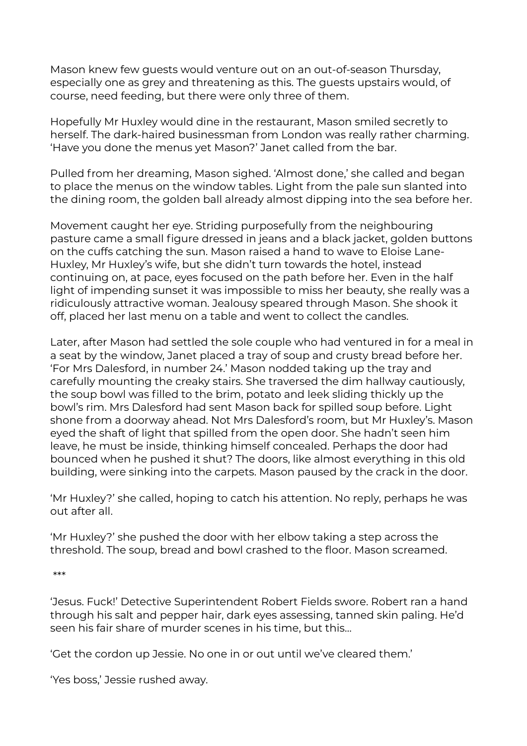Mason knew few guests would venture out on an out-of-season Thursday, especially one as grey and threatening as this. The guests upstairs would, of course, need feeding, but there were only three of them.

Hopefully Mr Huxley would dine in the restaurant, Mason smiled secretly to herself. The dark-haired businessman from London was really rather charming. 'Have you done the menus yet Mason?' Janet called from the bar.

Pulled from her dreaming, Mason sighed. 'Almost done,' she called and began to place the menus on the window tables. Light from the pale sun slanted into the dining room, the golden ball already almost dipping into the sea before her.

Movement caught her eye. Striding purposefully from the neighbouring pasture came a small figure dressed in jeans and a black jacket, golden buttons on the cuffs catching the sun. Mason raised a hand to wave to Eloise Lane-Huxley, Mr Huxley's wife, but she didn't turn towards the hotel, instead continuing on, at pace, eyes focused on the path before her. Even in the half light of impending sunset it was impossible to miss her beauty, she really was a ridiculously attractive woman. Jealousy speared through Mason. She shook it off, placed her last menu on a table and went to collect the candles.

Later, after Mason had settled the sole couple who had ventured in for a meal in a seat by the window, Janet placed a tray of soup and crusty bread before her. 'For Mrs Dalesford, in number 24.' Mason nodded taking up the tray and carefully mounting the creaky stairs. She traversed the dim hallway cautiously, the soup bowl was filled to the brim, potato and leek sliding thickly up the bowl's rim. Mrs Dalesford had sent Mason back for spilled soup before. Light shone from a doorway ahead. Not Mrs Dalesford's room, but Mr Huxley's. Mason eyed the shaft of light that spilled from the open door. She hadn't seen him leave, he must be inside, thinking himself concealed. Perhaps the door had bounced when he pushed it shut? The doors, like almost everything in this old building, were sinking into the carpets. Mason paused by the crack in the door.

'Mr Huxley?' she called, hoping to catch his attention. No reply, perhaps he was out after all.

'Mr Huxley?' she pushed the door with her elbow taking a step across the threshold. The soup, bread and bowl crashed to the floor. Mason screamed.

***

'Jesus. Fuck!' Detective Superintendent Robert Fields swore. Robert ran a hand through his salt and pepper hair, dark eyes assessing, tanned skin paling. He'd seen his fair share of murder scenes in his time, but this…

'Get the cordon up Jessie. No one in or out until we've cleared them.'

'Yes boss,' Jessie rushed away.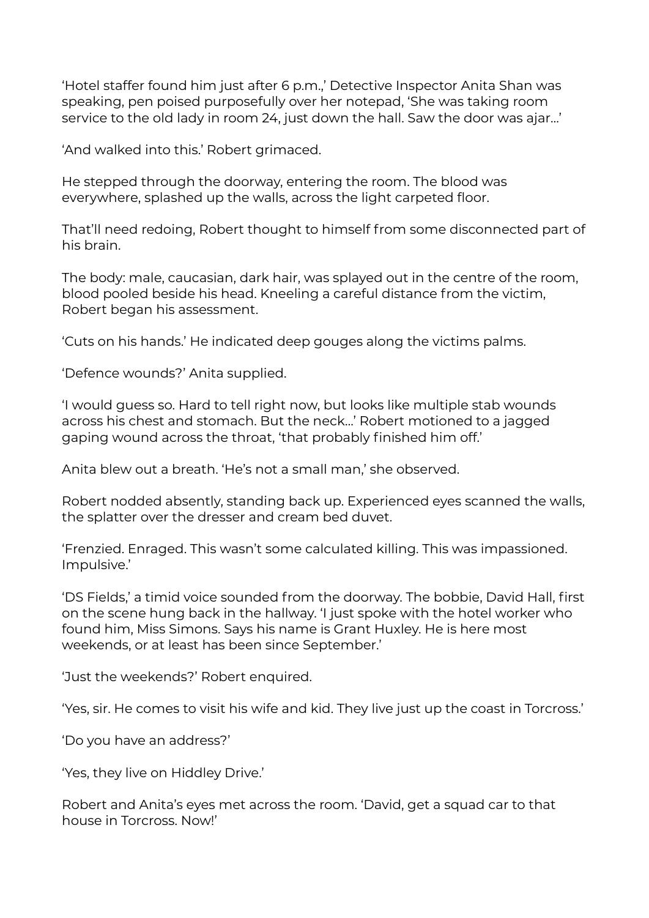'Hotel staffer found him just after 6 p.m.,' Detective Inspector Anita Shan was speaking, pen poised purposefully over her notepad, 'She was taking room service to the old lady in room 24, just down the hall. Saw the door was ajar...'

'And walked into this.' Robert grimaced.

He stepped through the doorway, entering the room. The blood was everywhere, splashed up the walls, across the light carpeted floor.

That'll need redoing, Robert thought to himself from some disconnected part of his brain.

The body: male, caucasian, dark hair, was splayed out in the centre of the room, blood pooled beside his head. Kneeling a careful distance from the victim, Robert began his assessment.

'Cuts on his hands.' He indicated deep gouges along the victims palms.

'Defence wounds?' Anita supplied.

'I would guess so. Hard to tell right now, but looks like multiple stab wounds across his chest and stomach. But the neck...' Robert motioned to a jagged gaping wound across the throat, 'that probably finished him off.'

Anita blew out a breath. 'He's not a small man,' she observed.

Robert nodded absently, standing back up. Experienced eyes scanned the walls, the splatter over the dresser and cream bed duvet.

'Frenzied. Enraged. This wasn't some calculated killing. This was impassioned. Impulsive.'

'DS Fields,' a timid voice sounded from the doorway. The bobbie, David Hall, first on the scene hung back in the hallway. 'I just spoke with the hotel worker who found him, Miss Simons. Says his name is Grant Huxley. He is here most weekends, or at least has been since September.'

'Just the weekends?' Robert enquired.

'Yes, sir. He comes to visit his wife and kid. They live just up the coast in Torcross.'

'Do you have an address?'

'Yes, they live on Hiddley Drive.'

Robert and Anita's eyes met across the room. 'David, get a squad car to that house in Torcross. Now!'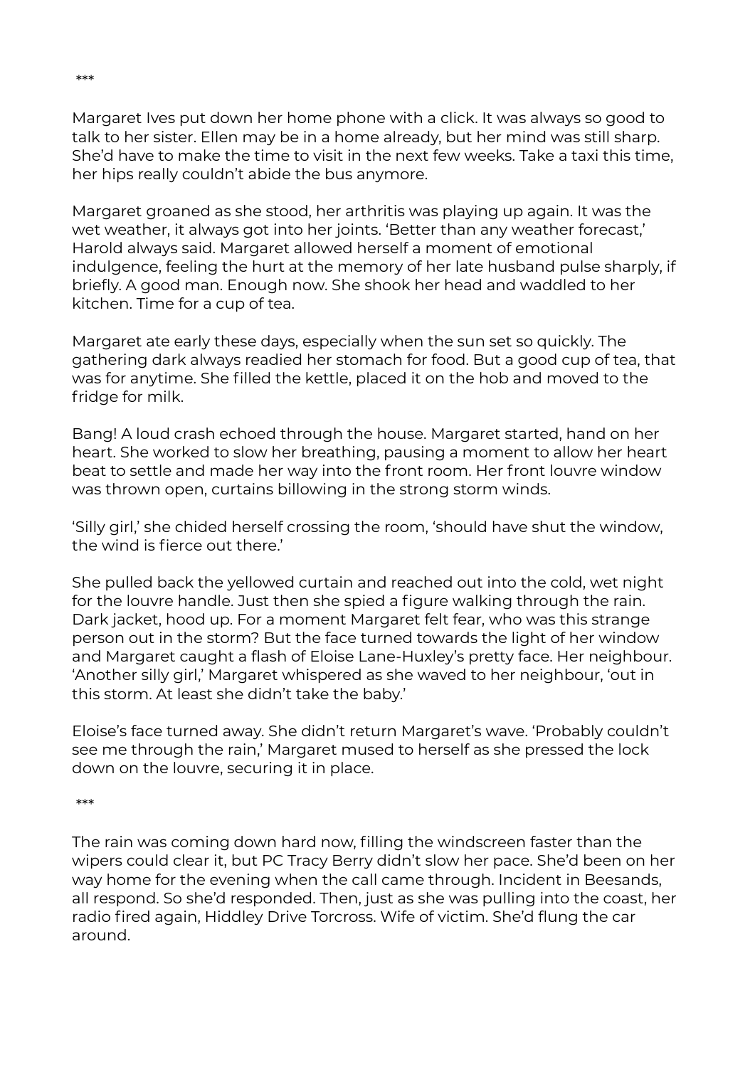\*\*\*

Margaret Ives put down her home phone with a click. It was always so good to talk to her sister. Ellen may be in a home already, but her mind was still sharp. She'd have to make the time to visit in the next few weeks. Take a taxi this time, her hips really couldn't abide the bus anymore.

Margaret groaned as she stood, her arthritis was playing up again. It was the wet weather, it always got into her joints. 'Better than any weather forecast,' Harold always said. Margaret allowed herself a moment of emotional indulgence, feeling the hurt at the memory of her late husband pulse sharply, if briefly. A good man. Enough now. She shook her head and waddled to her kitchen. Time for a cup of tea.

Margaret ate early these days, especially when the sun set so quickly. The gathering dark always readied her stomach for food. But a good cup of tea, that was for anytime. She filled the kettle, placed it on the hob and moved to the fridge for milk.

Bang! A loud crash echoed through the house. Margaret started, hand on her heart. She worked to slow her breathing, pausing a moment to allow her heart beat to settle and made her way into the front room. Her front louvre window was thrown open, curtains billowing in the strong storm winds.

'Silly girl,' she chided herself crossing the room, 'should have shut the window, the wind is fierce out there.'

She pulled back the yellowed curtain and reached out into the cold, wet night for the louvre handle. Just then she spied a figure walking through the rain. Dark jacket, hood up. For a moment Margaret felt fear, who was this strange person out in the storm? But the face turned towards the light of her window and Margaret caught a flash of Eloise Lane-Huxley's pretty face. Her neighbour. 'Another silly girl,' Margaret whispered as she waved to her neighbour, 'out in this storm. At least she didn't take the baby.'

Eloise's face turned away. She didn't return Margaret's wave. 'Probably couldn't see me through the rain,' Margaret mused to herself as she pressed the lock down on the louvre, securing it in place.

\*\*\*

The rain was coming down hard now, filling the windscreen faster than the wipers could clear it, but PC Tracy Berry didn't slow her pace. She'd been on her way home for the evening when the call came through. Incident in Beesands, all respond. So she'd responded. Then, just as she was pulling into the coast, her radio fired again, Hiddley Drive Torcross. Wife of victim. She'd flung the car around.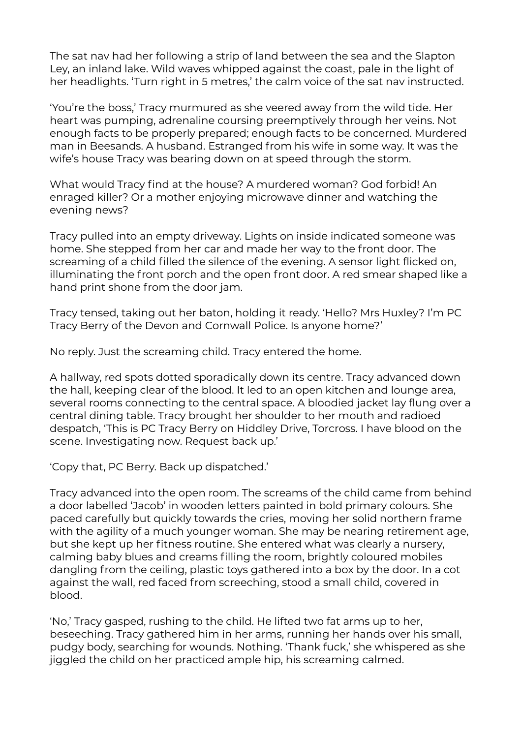The sat nav had her following a strip of land between the sea and the Slapton Ley, an inland lake. Wild waves whipped against the coast, pale in the light of her headlights. 'Turn right in 5 metres,' the calm voice of the sat nav instructed.

'You're the boss,' Tracy murmured as she veered away from the wild tide. Her heart was pumping, adrenaline coursing preemptively through her veins. Not enough facts to be properly prepared; enough facts to be concerned. Murdered man in Beesands. A husband. Estranged from his wife in some way. It was the wife's house Tracy was bearing down on at speed through the storm.

What would Tracy find at the house? A murdered woman? God forbid! An enraged killer? Or a mother enjoying microwave dinner and watching the evening news?

Tracy pulled into an empty driveway. Lights on inside indicated someone was home. She stepped from her car and made her way to the front door. The screaming of a child filled the silence of the evening. A sensor light flicked on, illuminating the front porch and the open front door. A red smear shaped like a hand print shone from the door jam.

Tracy tensed, taking out her baton, holding it ready. 'Hello? Mrs Huxley? I'm PC Tracy Berry of the Devon and Cornwall Police. Is anyone home?'

No reply. Just the screaming child. Tracy entered the home.

A hallway, red spots dotted sporadically down its centre. Tracy advanced down the hall, keeping clear of the blood. It led to an open kitchen and lounge area, several rooms connecting to the central space. A bloodied jacket lay flung over a central dining table. Tracy brought her shoulder to her mouth and radioed despatch, 'This is PC Tracy Berry on Hiddley Drive, Torcross. I have blood on the scene. Investigating now. Request back up.'

'Copy that, PC Berry. Back up dispatched.'

Tracy advanced into the open room. The screams of the child came from behind a door labelled 'Jacob' in wooden letters painted in bold primary colours. She paced carefully but quickly towards the cries, moving her solid northern frame with the agility of a much younger woman. She may be nearing retirement age, but she kept up her fitness routine. She entered what was clearly a nursery, calming baby blues and creams filling the room, brightly coloured mobiles dangling from the ceiling, plastic toys gathered into a box by the door. In a cot against the wall, red faced from screeching, stood a small child, covered in blood.

'No,' Tracy gasped, rushing to the child. He lifted two fat arms up to her, beseeching. Tracy gathered him in her arms, running her hands over his small, pudgy body, searching for wounds. Nothing. 'Thank fuck,' she whispered as she jiggled the child on her practiced ample hip, his screaming calmed.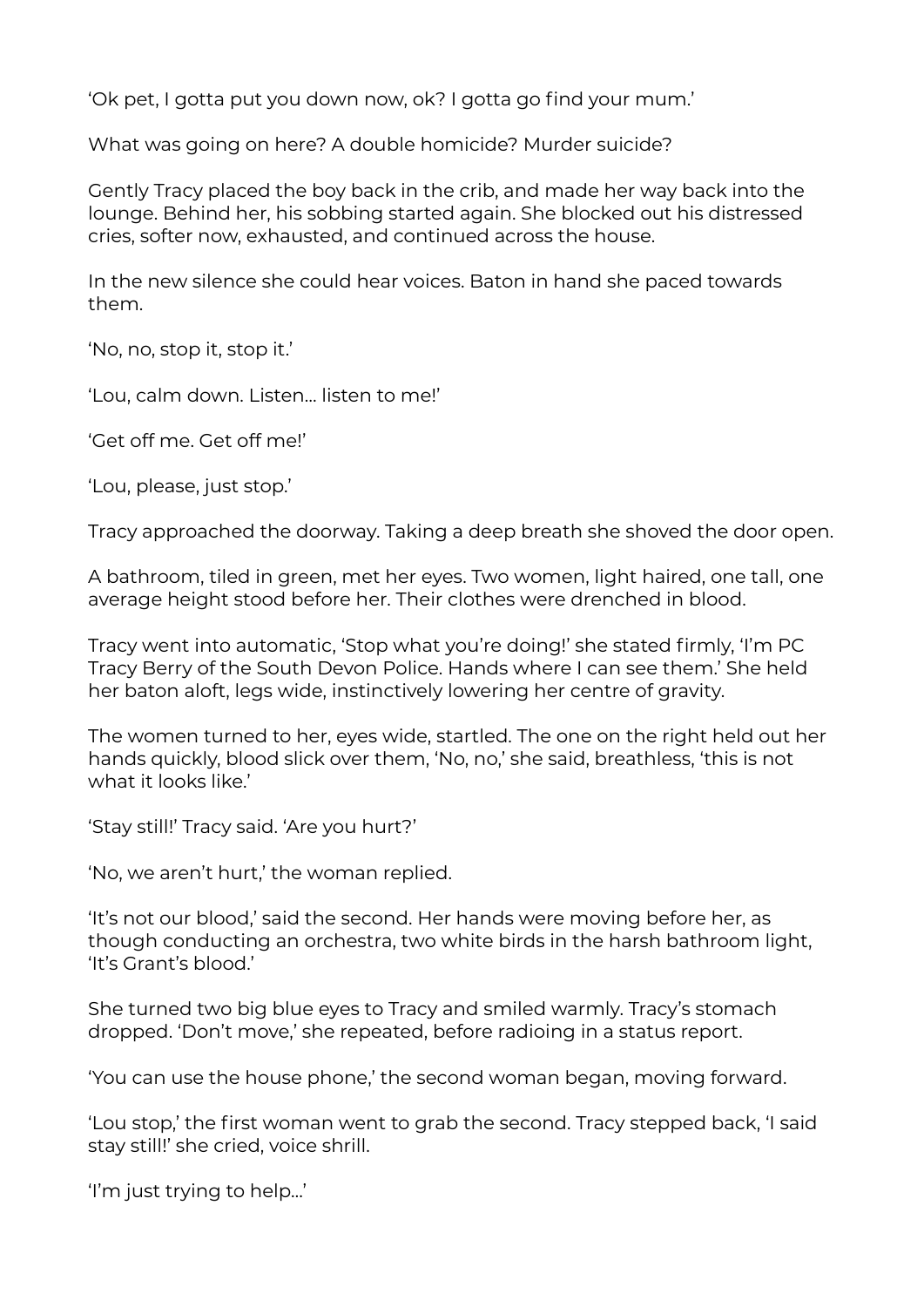'Ok pet, I gotta put you down now, ok? I gotta go find your mum.'

What was going on here? A double homicide? Murder suicide?

Gently Tracy placed the boy back in the crib, and made her way back into the lounge. Behind her, his sobbing started again. She blocked out his distressed cries, softer now, exhausted, and continued across the house.

In the new silence she could hear voices. Baton in hand she paced towards them.

'No, no, stop it, stop it.'

'Lou, calm down. Listen... listen to me!'

'Get off me. Get off me!'

'Lou, please, just stop.'

Tracy approached the doorway. Taking a deep breath she shoved the door open.

A bathroom, tiled in green, met her eyes. Two women, light haired, one tall, one average height stood before her. Their clothes were drenched in blood.

Tracy went into automatic, 'Stop what you're doing!' she stated firmly, 'I'm PC Tracy Berry of the South Devon Police. Hands where I can see them.' She held her baton aloft, legs wide, instinctively lowering her centre of gravity.

The women turned to her, eyes wide, startled. The one on the right held out her hands quickly, blood slick over them, 'No, no,' she said, breathless, 'this is not what it looks like.'

'Stay still!' Tracy said. 'Are you hurt?'

'No, we aren't hurt,' the woman replied.

'It's not our blood,' said the second. Her hands were moving before her, as though conducting an orchestra, two white birds in the harsh bathroom light, 'It's Grant's blood.'

She turned two big blue eyes to Tracy and smiled warmly. Tracy's stomach dropped. 'Don't move,' she repeated, before radioing in a status report.

'You can use the house phone,' the second woman began, moving forward.

'Lou stop,' the first woman went to grab the second. Tracy stepped back, 'I said stay still!' she cried, voice shrill.

'I'm just trying to help...'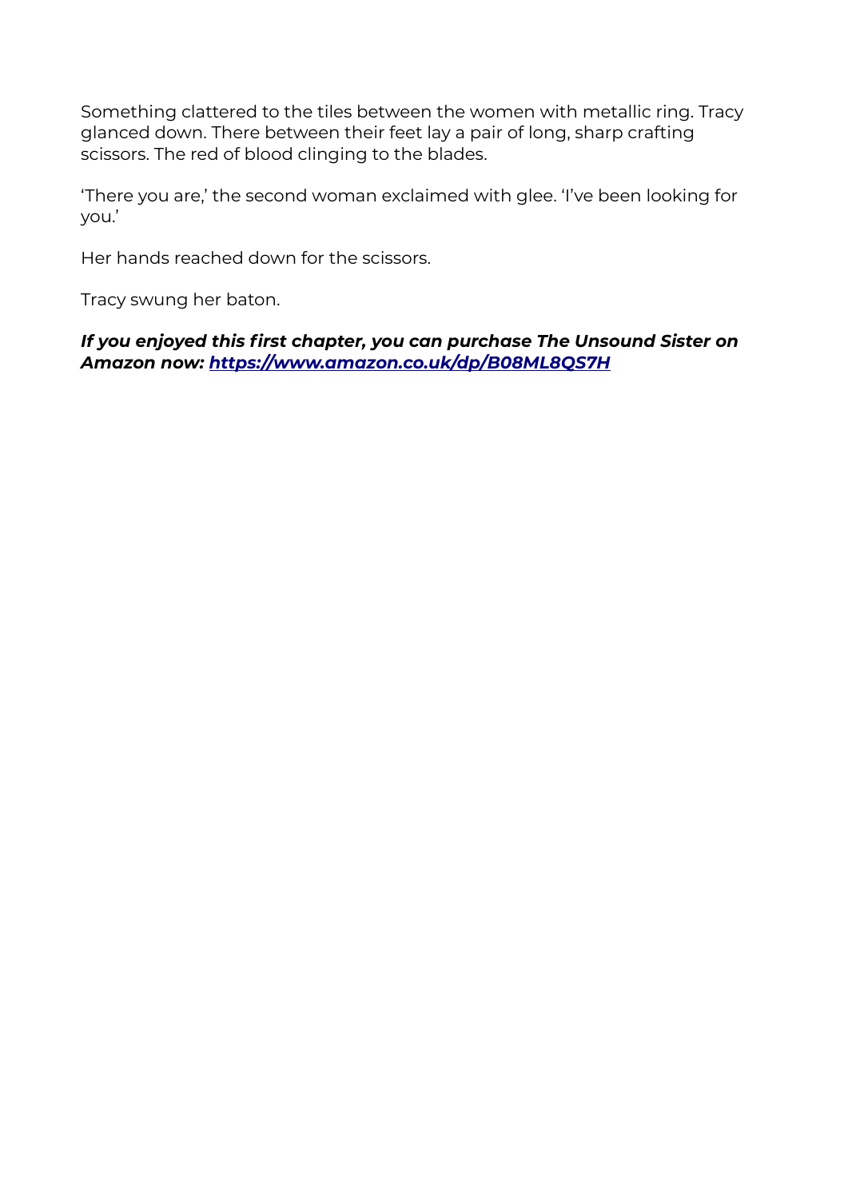Something clattered to the tiles between the women with metallic ring. Tracy glanced down. There between their feet lay a pair of long, sharp crafting scissors. The red of blood clinging to the blades.

'There you are,' the second woman exclaimed with glee. 'I've been looking for you.'

Her hands reached down for the scissors.

Tracy swung her baton.

***If you enjoyed this first chapter, you can purchase The Unsound Sister on Amazon now: [https://www.amazon.co.uk/dp/B08ML8QS7H](https://www.amazon.co.uk/dp/B08ML8QS7H)***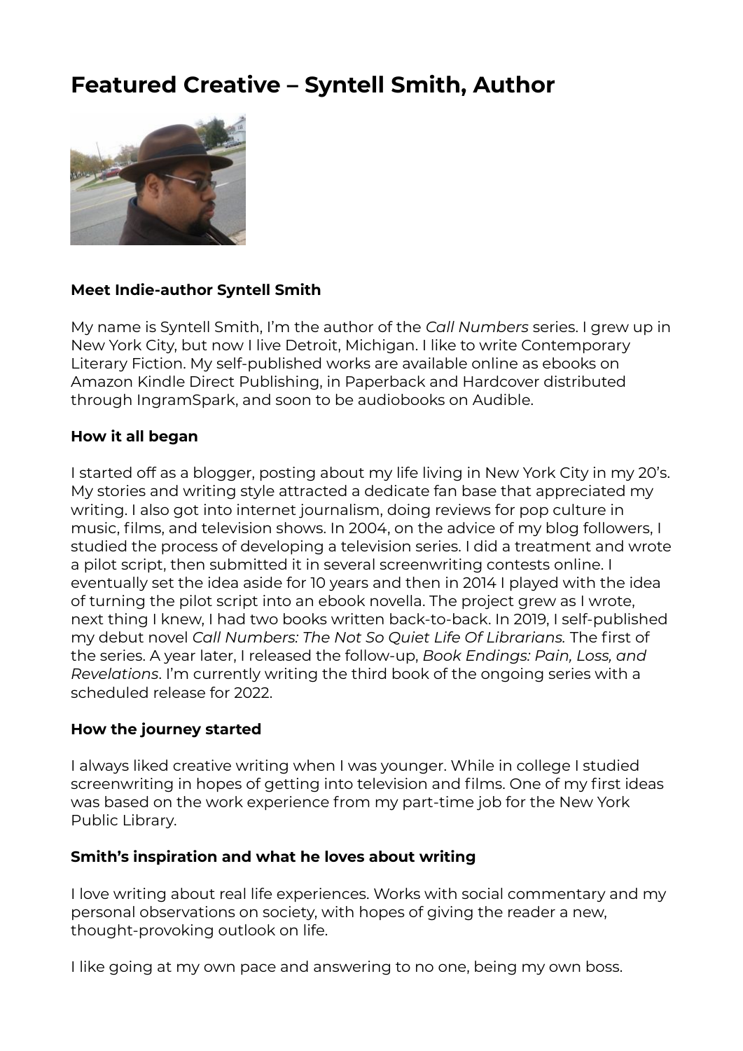# Featured Creative – Syntell Smith, Author

**Meet Indie-author Syntell Smith**

My name is Syntell Smith, I'm the author of the *Call Numbers* series. I grew up in New York City, but now I live Detroit, Michigan. I like to write Contemporary Literary Fiction. My self-published works are available online as ebooks on Amazon Kindle Direct Publishing, in Paperback and Hardcover distributed through IngramSpark, and soon to be audiobooks on Audible.

**How it all began**

I started off as a blogger, posting about my life living in New York City in my 20's. My stories and writing style attracted a dedicate fan base that appreciated my writing. I also got into internet journalism, doing reviews for pop culture in music, films, and television shows. In 2004, on the advice of my blog followers, I studied the process of developing a television series. I did a treatment and wrote a pilot script, then submitted it in several screenwriting contests online. I eventually set the idea aside for 10 years and then in 2014 I played with the idea of turning the pilot script into an ebook novella. The project grew as I wrote, next thing I knew, I had two books written back-to-back. In 2019, I self-published my debut novel *Call Numbers: The Not So Quiet Life Of Librarians.* The first of the series. A year later, I released the follow-up, *Book Endings: Pain, Loss, and Revelations*. I'm currently writing the third book of the ongoing series with a scheduled release for 2022.

**How the journey started**

I always liked creative writing when I was younger. While in college I studied screenwriting in hopes of getting into television and films. One of my first ideas was based on the work experience from my part-time job for the New York Public Library.

**Smith's inspiration and what he loves about writing**

I love writing about real life experiences. Works with social commentary and my personal observations on society, with hopes of giving the reader a new, thought-provoking outlook on life.

I like going at my own pace and answering to no one, being my own boss.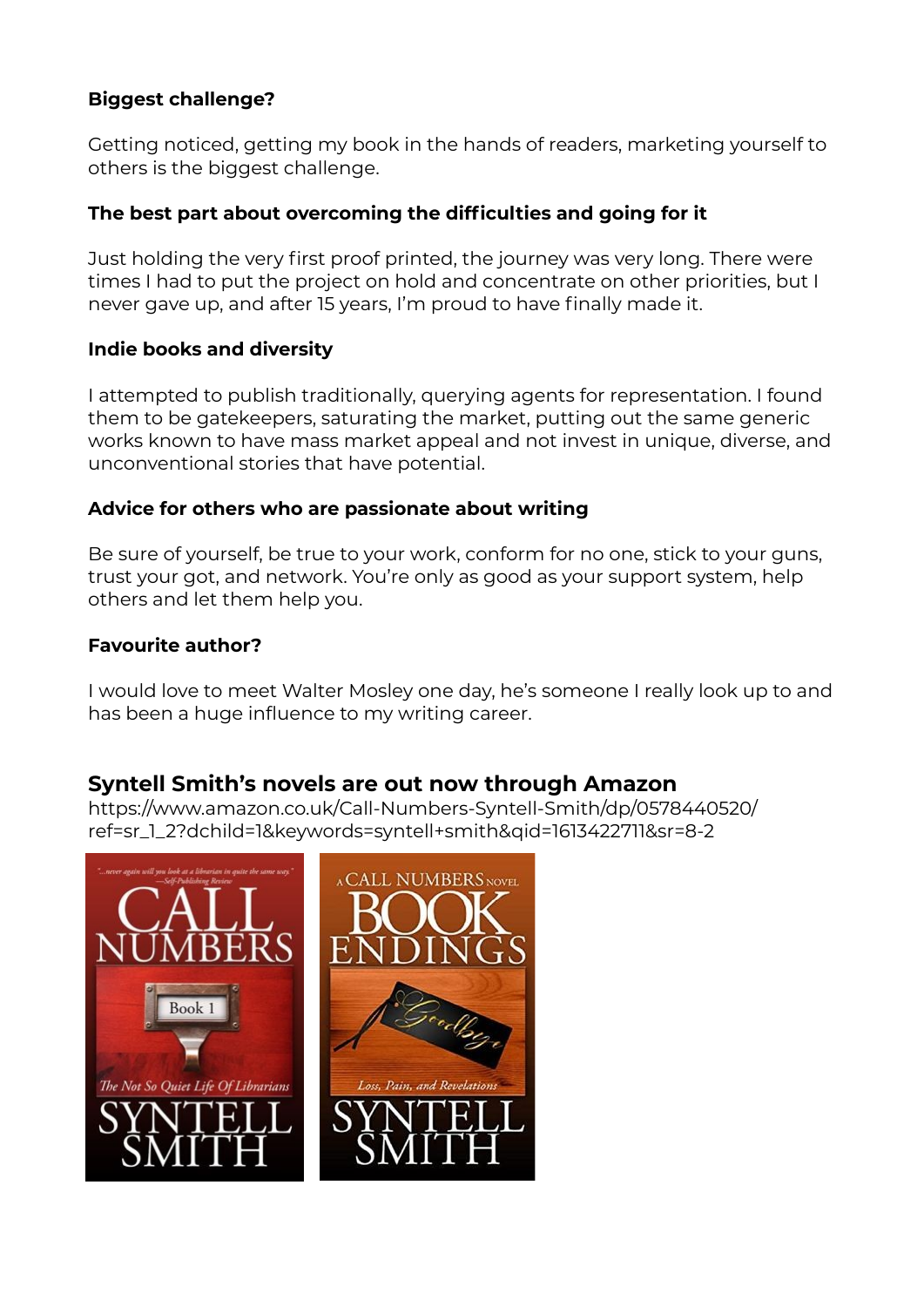**Biggest challenge?**

Getting noticed, getting my book in the hands of readers, marketing yourself to others is the biggest challenge.

**The best part about overcoming the difficulties and going for it**

Just holding the very first proof printed, the journey was very long. There were times I had to put the project on hold and concentrate on other priorities, but I never gave up, and after 15 years, I'm proud to have finally made it.

**Indie books and diversity**

I attempted to publish traditionally, querying agents for representation. I found them to be gatekeepers, saturating the market, putting out the same generic works known to have mass market appeal and not invest in unique, diverse, and unconventional stories that have potential.

**Advice for others who are passionate about writing**

Be sure of yourself, be true to your work, conform for no one, stick to your guns, trust your got, and network. You're only as good as your support system, help others and let them help you.

**Favourite author?**

I would love to meet Walter Mosley one day, he's someone I really look up to and has been a huge influence to my writing career.

## Syntell Smith's novels are out now through Amazon

https://www.amazon.co.uk/Call-Numbers-Syntell-Smith/dp/0578440520/ref=sr_1_2?dchild=1&keywords=syntell+smith&qid=1613422711&sr=8-2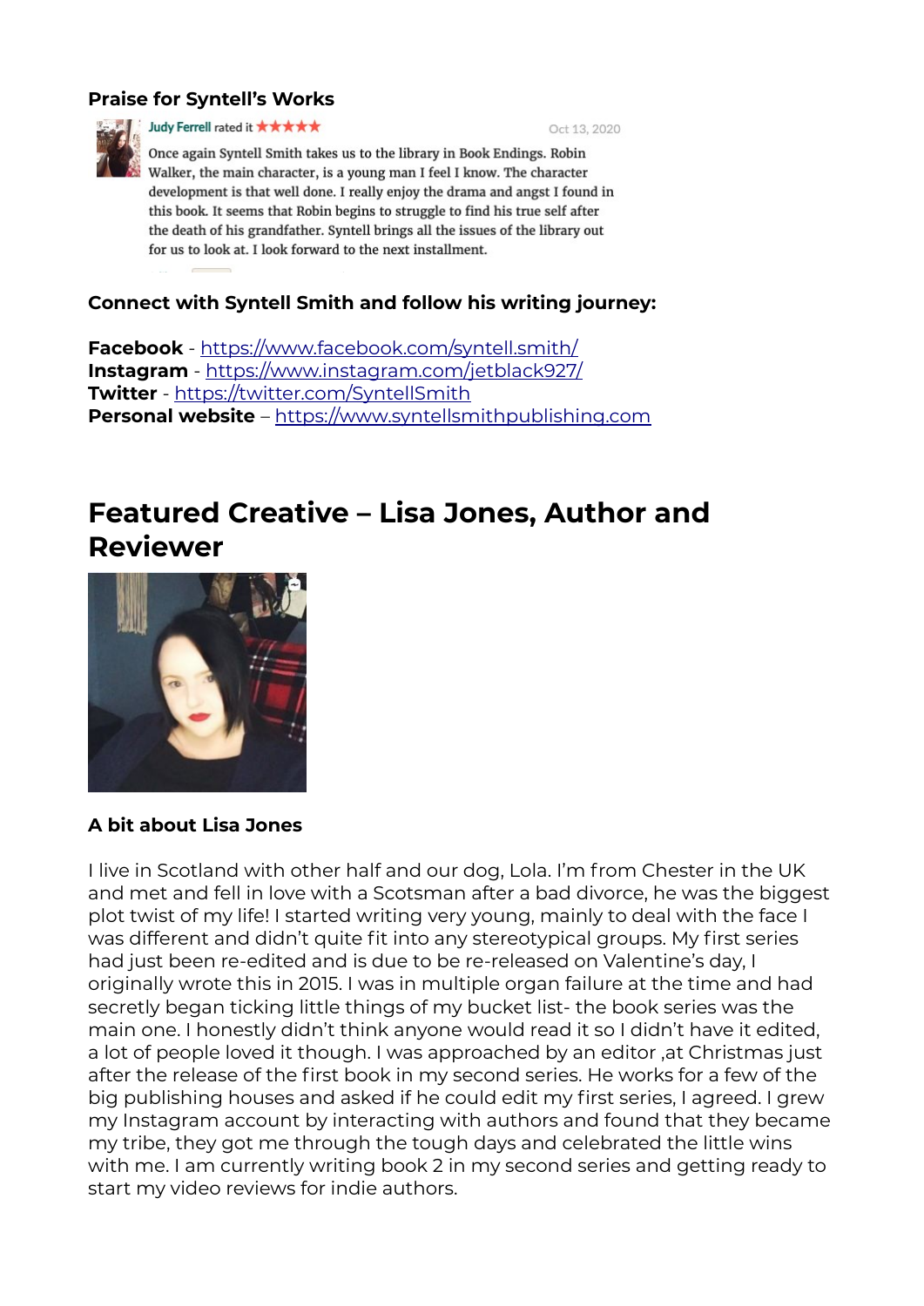**Praise for Syntell's Works**

Judy Ferrell rated it ★★★★★ Oct 13, 2020

Once again Syntell Smith takes us to the library in Book Endings. Robin Walker, the main character, is a young man I feel I know. The character development is that well done. I really enjoy the drama and angst I found in this book. It seems that Robin begins to struggle to find his true self after the death of his grandfather. Syntell brings all the issues of the library out for us to look at. I look forward to the next installment.

**Connect with Syntell Smith and follow his writing journey:**

**Facebook** - https://www.facebook.com/syntell.smith/
**Instagram** - https://www.instagram.com/jetblack927/
**Twitter** - https://twitter.com/SyntellSmith
**Personal website** – https://www.syntellsmithpublishing.com

## Featured Creative – Lisa Jones, Author and Reviewer

**A bit about Lisa Jones**

I live in Scotland with other half and our dog, Lola. I'm from Chester in the UK and met and fell in love with a Scotsman after a bad divorce, he was the biggest plot twist of my life! I started writing very young, mainly to deal with the face I was different and didn't quite fit into any stereotypical groups. My first series had just been re-edited and is due to be re-released on Valentine's day, I originally wrote this in 2015. I was in multiple organ failure at the time and had secretly began ticking little things of my bucket list- the book series was the main one. I honestly didn't think anyone would read it so I didn't have it edited, a lot of people loved it though. I was approached by an editor ,at Christmas just after the release of the first book in my second series. He works for a few of the big publishing houses and asked if he could edit my first series, I agreed. I grew my Instagram account by interacting with authors and found that they became my tribe, they got me through the tough days and celebrated the little wins with me. I am currently writing book 2 in my second series and getting ready to start my video reviews for indie authors.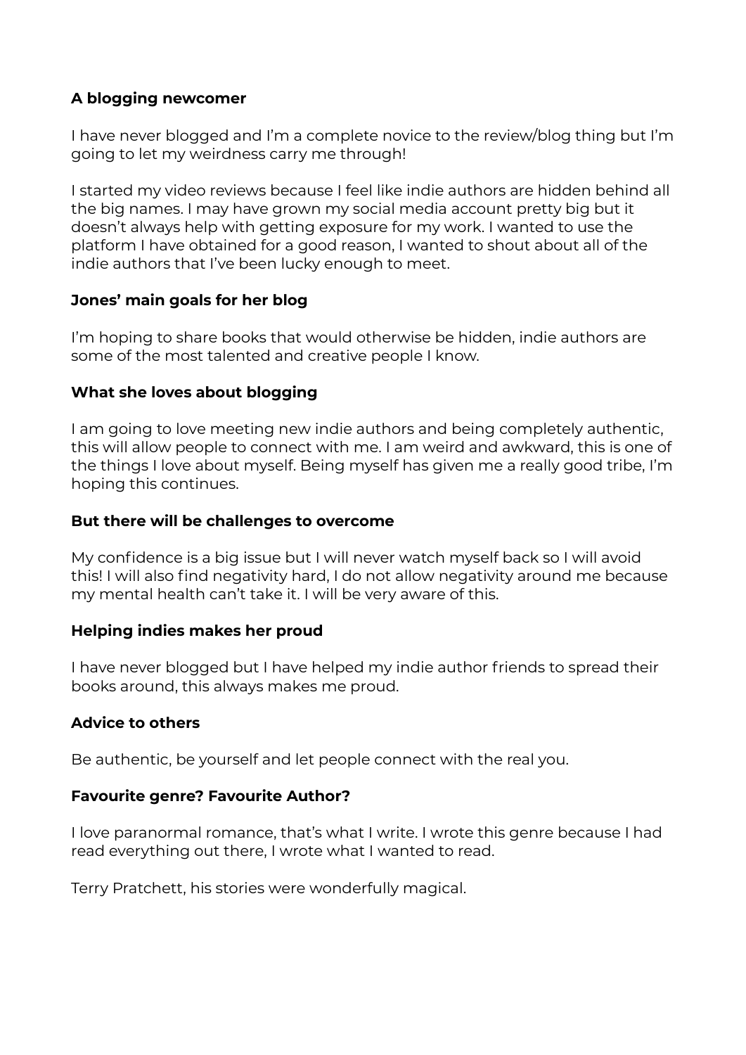### A blogging newcomer

I have never blogged and I'm a complete novice to the review/blog thing but I'm going to let my weirdness carry me through!

I started my video reviews because I feel like indie authors are hidden behind all the big names. I may have grown my social media account pretty big but it doesn't always help with getting exposure for my work. I wanted to use the platform I have obtained for a good reason, I wanted to shout about all of the indie authors that I've been lucky enough to meet.

### Jones' main goals for her blog

I'm hoping to share books that would otherwise be hidden, indie authors are some of the most talented and creative people I know.

### What she loves about blogging

I am going to love meeting new indie authors and being completely authentic, this will allow people to connect with me. I am weird and awkward, this is one of the things I love about myself. Being myself has given me a really good tribe, I'm hoping this continues.

### But there will be challenges to overcome

My confidence is a big issue but I will never watch myself back so I will avoid this! I will also find negativity hard, I do not allow negativity around me because my mental health can't take it. I will be very aware of this.

### Helping indies makes her proud

I have never blogged but I have helped my indie author friends to spread their books around, this always makes me proud.

### Advice to others

Be authentic, be yourself and let people connect with the real you.

### Favourite genre? Favourite Author?

I love paranormal romance, that's what I write. I wrote this genre because I had read everything out there, I wrote what I wanted to read.

Terry Pratchett, his stories were wonderfully magical.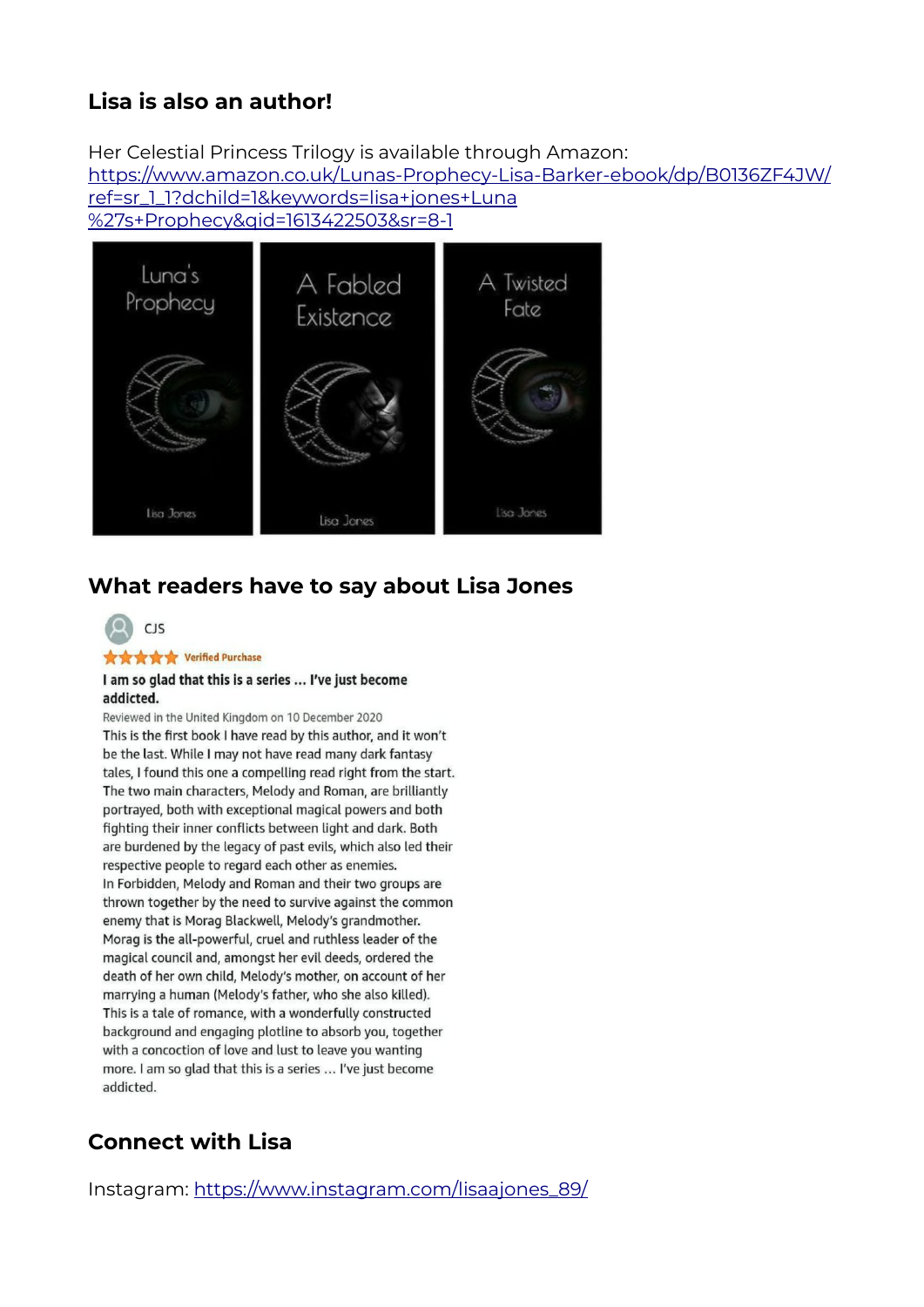## Lisa is also an author!

Her Celestial Princess Trilogy is available through Amazon: https://www.amazon.co.uk/Lunas-Prophecy-Lisa-Barker-ebook/dp/B0136ZF4JW/ref=sr_1_1?dchild=1&keywords=lisa+jones+Luna%27s+Prophecy&qid=1613422503&sr=8-1

Luna's Prophecy — Lisa Jones

A Fabled Existence — Lisa Jones

A Twisted Fate — Lisa Jones

## What readers have to say about Lisa Jones

CJS

★★★★★ Verified Purchase

**I am so glad that this is a series ... I've just become addicted.**

Reviewed in the United Kingdom on 10 December 2020

This is the first book I have read by this author, and it won't be the last. While I may not have read many dark fantasy tales, I found this one a compelling read right from the start. The two main characters, Melody and Roman, are brilliantly portrayed, both with exceptional magical powers and both fighting their inner conflicts between light and dark. Both are burdened by the legacy of past evils, which also led their respective people to regard each other as enemies.
In Forbidden, Melody and Roman and their two groups are thrown together by the need to survive against the common enemy that is Morag Blackwell, Melody's grandmother. Morag is the all-powerful, cruel and ruthless leader of the magical council and, amongst her evil deeds, ordered the death of her own child, Melody's mother, on account of her marrying a human (Melody's father, who she also killed).
This is a tale of romance, with a wonderfully constructed background and engaging plotline to absorb you, together with a concoction of love and lust to leave you wanting more. I am so glad that this is a series ... I've just become addicted.

## Connect with Lisa

Instagram: https://www.instagram.com/lisaajones_89/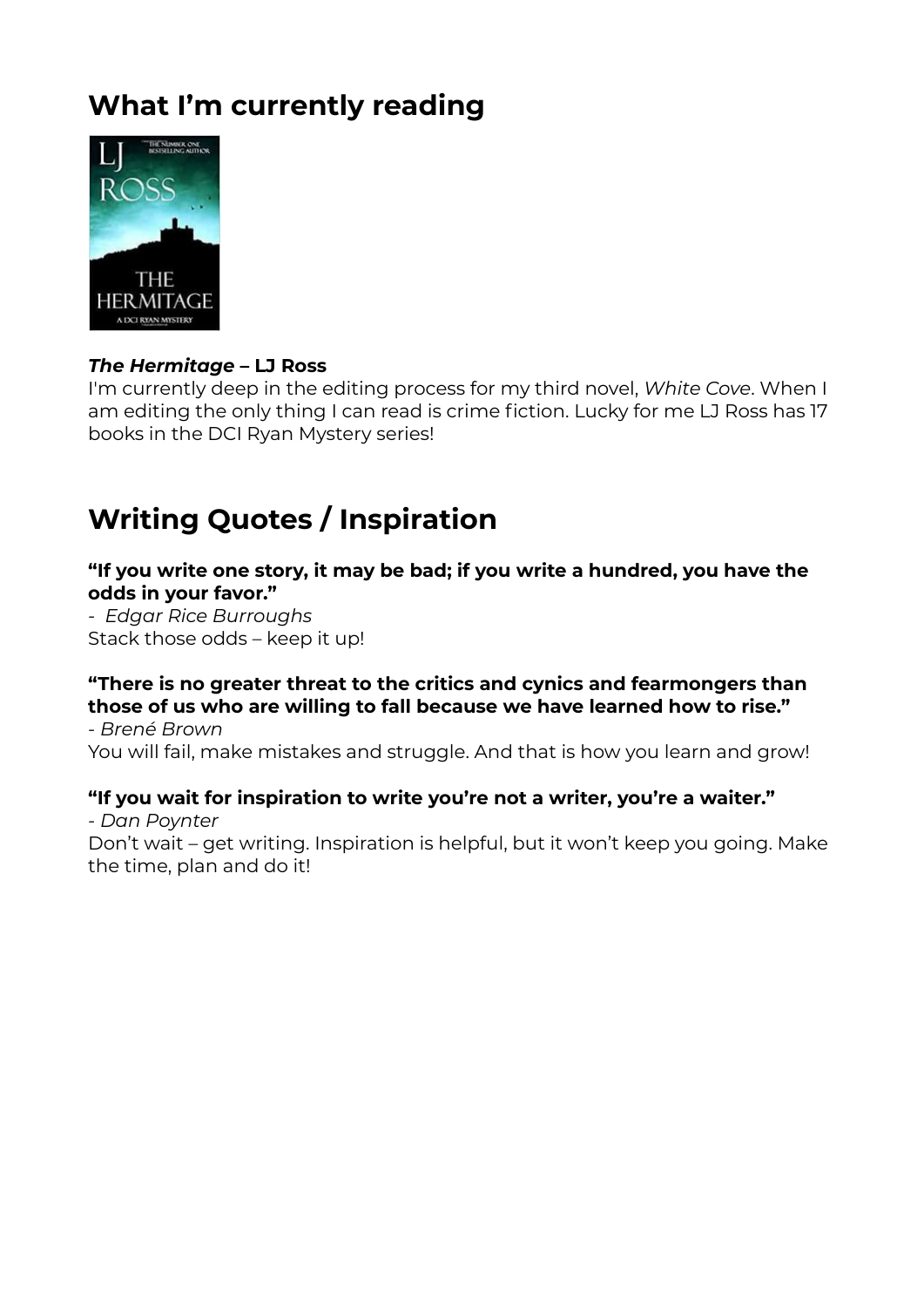## What I'm currently reading

***The Hermitage*** **– LJ Ross**
I'm currently deep in the editing process for my third novel, *White Cove*. When I am editing the only thing I can read is crime fiction. Lucky for me LJ Ross has 17 books in the DCI Ryan Mystery series!

## Writing Quotes / Inspiration

**"If you write one story, it may be bad; if you write a hundred, you have the odds in your favor."**
- *Edgar Rice Burroughs*
Stack those odds – keep it up!

**"There is no greater threat to the critics and cynics and fearmongers than those of us who are willing to fall because we have learned how to rise."**
- *Brené Brown*
You will fail, make mistakes and struggle. And that is how you learn and grow!

**"If you wait for inspiration to write you're not a writer, you're a waiter."**
- *Dan Poynter*
Don't wait – get writing. Inspiration is helpful, but it won't keep you going. Make the time, plan and do it!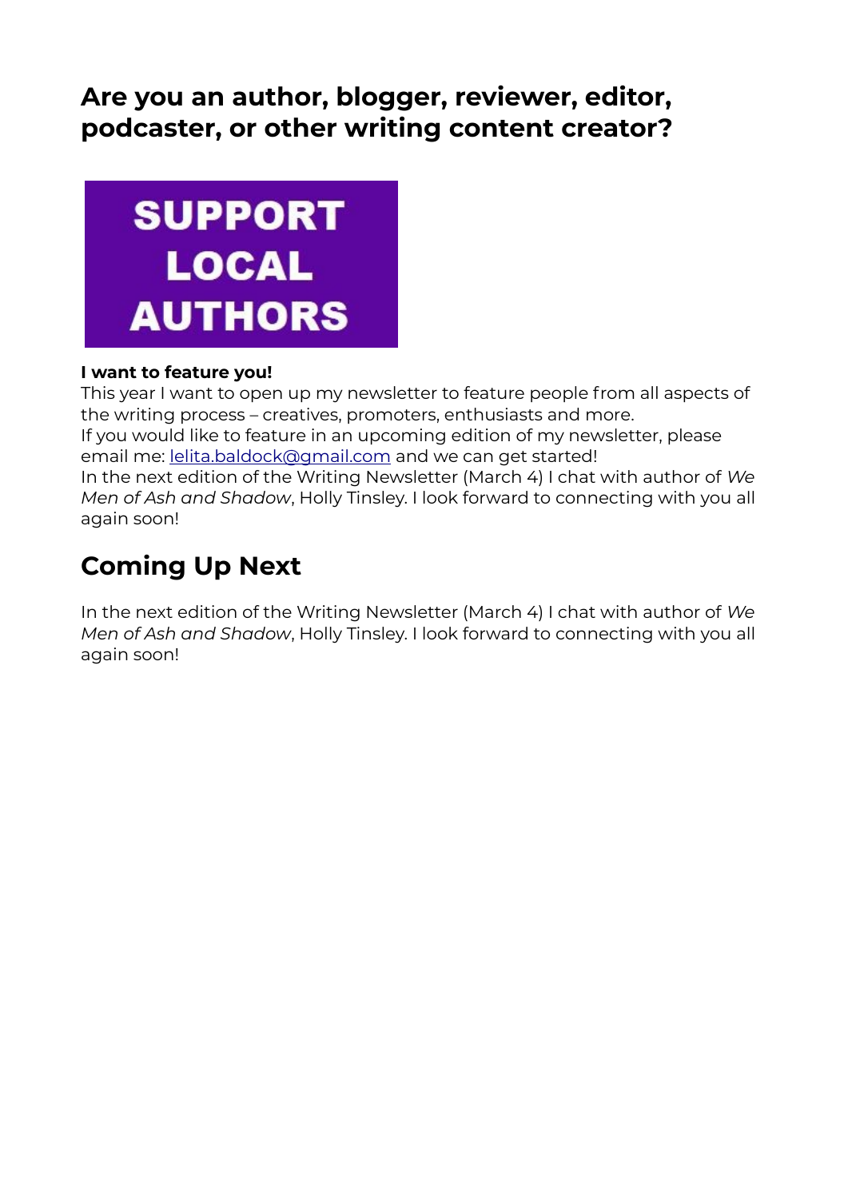## Are you an author, blogger, reviewer, editor, podcaster, or other writing content creator?

SUPPORT LOCAL AUTHORS

**I want to feature you!**

This year I want to open up my newsletter to feature people from all aspects of the writing process – creatives, promoters, enthusiasts and more.

If you would like to feature in an upcoming edition of my newsletter, please email me: [lelita.baldock@gmail.com](mailto:lelita.baldock@gmail.com) and we can get started!

In the next edition of the Writing Newsletter (March 4) I chat with author of *We Men of Ash and Shadow*, Holly Tinsley. I look forward to connecting with you all again soon!

## Coming Up Next

In the next edition of the Writing Newsletter (March 4) I chat with author of *We Men of Ash and Shadow*, Holly Tinsley. I look forward to connecting with you all again soon!